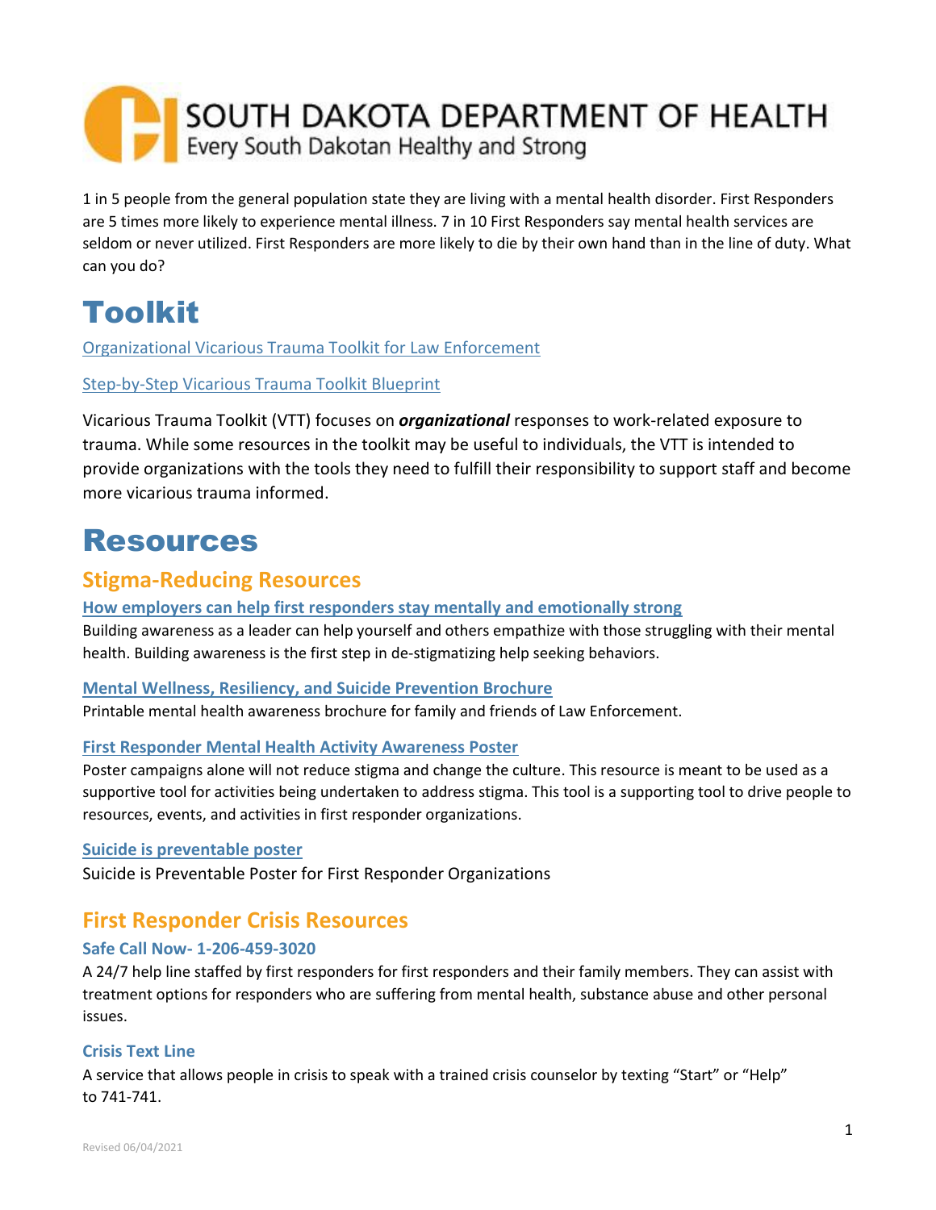SOUTH DAKOTA DEPARTMENT OF HEALTH
Every South Dakotan Healthy and Strong

1 in 5 people from the general population state they are living with a mental health disorder. First Responders are 5 times more likely to experience mental illness. 7 in 10 First Responders say mental health services are seldom or never utilized. First Responders are more likely to die by their own hand than in the line of duty. What can you do?

# Toolkit

Organizational Vicarious Trauma Toolkit for Law Enforcement

Step-by-Step Vicarious Trauma Toolkit Blueprint

Vicarious Trauma Toolkit (VTT) focuses on ***organizational*** responses to work-related exposure to trauma. While some resources in the toolkit may be useful to individuals, the VTT is intended to provide organizations with the tools they need to fulfill their responsibility to support staff and become more vicarious trauma informed.

# Resources

## Stigma-Reducing Resources

**How employers can help first responders stay mentally and emotionally strong**

Building awareness as a leader can help yourself and others empathize with those struggling with their mental health. Building awareness is the first step in de-stigmatizing help seeking behaviors.

**Mental Wellness, Resiliency, and Suicide Prevention Brochure**

Printable mental health awareness brochure for family and friends of Law Enforcement.

**First Responder Mental Health Activity Awareness Poster**

Poster campaigns alone will not reduce stigma and change the culture. This resource is meant to be used as a supportive tool for activities being undertaken to address stigma. This tool is a supporting tool to drive people to resources, events, and activities in first responder organizations.

**Suicide is preventable poster**

Suicide is Preventable Poster for First Responder Organizations

## First Responder Crisis Resources

### Safe Call Now- 1-206-459-3020

A 24/7 help line staffed by first responders for first responders and their family members. They can assist with treatment options for responders who are suffering from mental health, substance abuse and other personal issues.

### Crisis Text Line

A service that allows people in crisis to speak with a trained crisis counselor by texting "Start" or "Help" to 741-741.

Revised 06/04/2021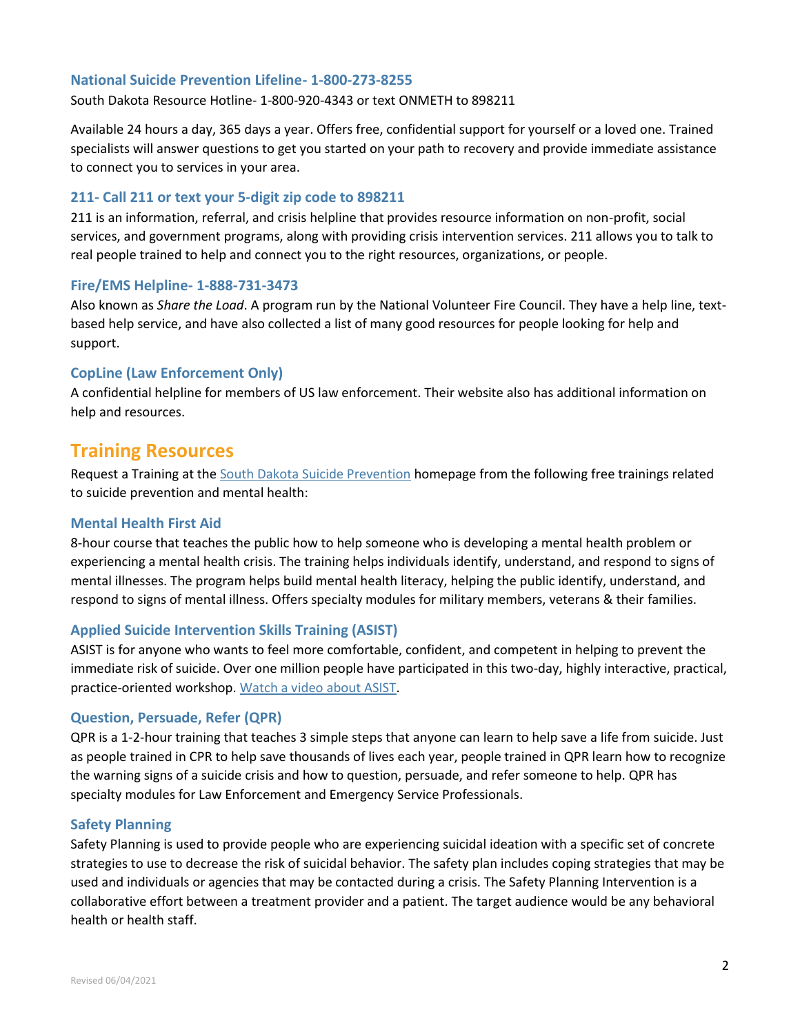### National Suicide Prevention Lifeline- 1-800-273-8255

South Dakota Resource Hotline- 1-800-920-4343 or text ONMETH to 898211

Available 24 hours a day, 365 days a year. Offers free, confidential support for yourself or a loved one. Trained specialists will answer questions to get you started on your path to recovery and provide immediate assistance to connect you to services in your area.

### 211- Call 211 or text your 5-digit zip code to 898211

211 is an information, referral, and crisis helpline that provides resource information on non-profit, social services, and government programs, along with providing crisis intervention services. 211 allows you to talk to real people trained to help and connect you to the right resources, organizations, or people.

### Fire/EMS Helpline- 1-888-731-3473

Also known as *Share the Load*. A program run by the National Volunteer Fire Council. They have a help line, text-based help service, and have also collected a list of many good resources for people looking for help and support.

### CopLine (Law Enforcement Only)

A confidential helpline for members of US law enforcement. Their website also has additional information on help and resources.

## Training Resources

Request a Training at the South Dakota Suicide Prevention homepage from the following free trainings related to suicide prevention and mental health:

### Mental Health First Aid

8-hour course that teaches the public how to help someone who is developing a mental health problem or experiencing a mental health crisis. The training helps individuals identify, understand, and respond to signs of mental illnesses. The program helps build mental health literacy, helping the public identify, understand, and respond to signs of mental illness. Offers specialty modules for military members, veterans & their families.

### Applied Suicide Intervention Skills Training (ASIST)

ASIST is for anyone who wants to feel more comfortable, confident, and competent in helping to prevent the immediate risk of suicide. Over one million people have participated in this two-day, highly interactive, practical, practice-oriented workshop. Watch a video about ASIST.

### Question, Persuade, Refer (QPR)

QPR is a 1-2-hour training that teaches 3 simple steps that anyone can learn to help save a life from suicide. Just as people trained in CPR to help save thousands of lives each year, people trained in QPR learn how to recognize the warning signs of a suicide crisis and how to question, persuade, and refer someone to help. QPR has specialty modules for Law Enforcement and Emergency Service Professionals.

### Safety Planning

Safety Planning is used to provide people who are experiencing suicidal ideation with a specific set of concrete strategies to use to decrease the risk of suicidal behavior. The safety plan includes coping strategies that may be used and individuals or agencies that may be contacted during a crisis. The Safety Planning Intervention is a collaborative effort between a treatment provider and a patient. The target audience would be any behavioral health or health staff.

Revised 06/04/2021